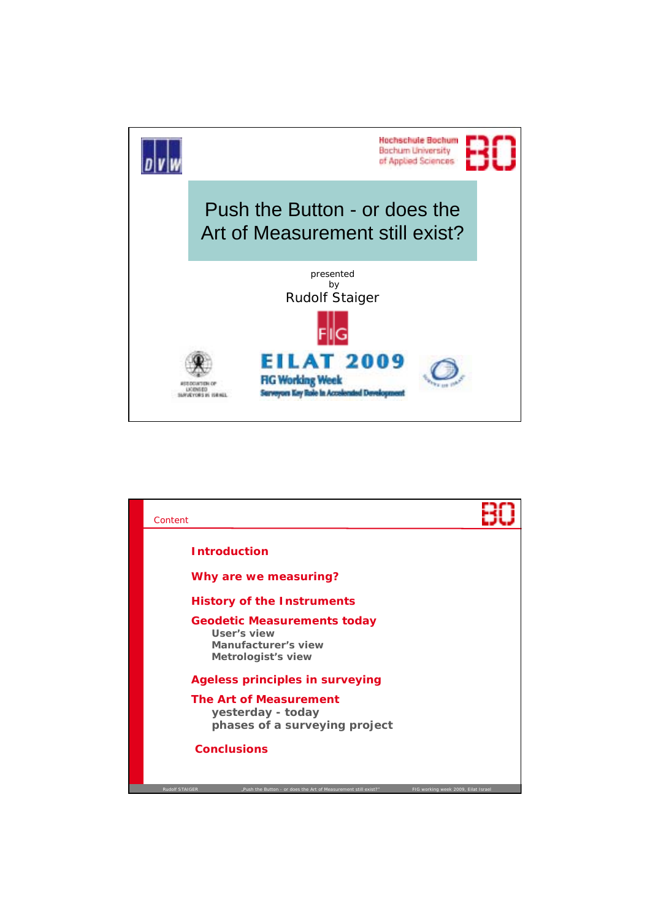DVW

Hochschule Bochum
Bochum University
of Applied Sciences

# Push the Button - or does the Art of Measurement still exist?

presented
by
Rudolf Staiger

FIG

EILAT 2009
FIG Working Week
Surveyors Key Role in Accelerated Development

ASSOCIATION OF LICENSED SURVEYORS IN ISRAEL

---

## Content

**Introduction**

**Why are we measuring?**

**History of the Instruments**

**Geodetic Measurements today**
- User's view
- Manufacturer's view
- Metrologist's view

**Ageless principles in surveying**

**The Art of Measurement**
- yesterday - today
- phases of a surveying project

**Conclusions**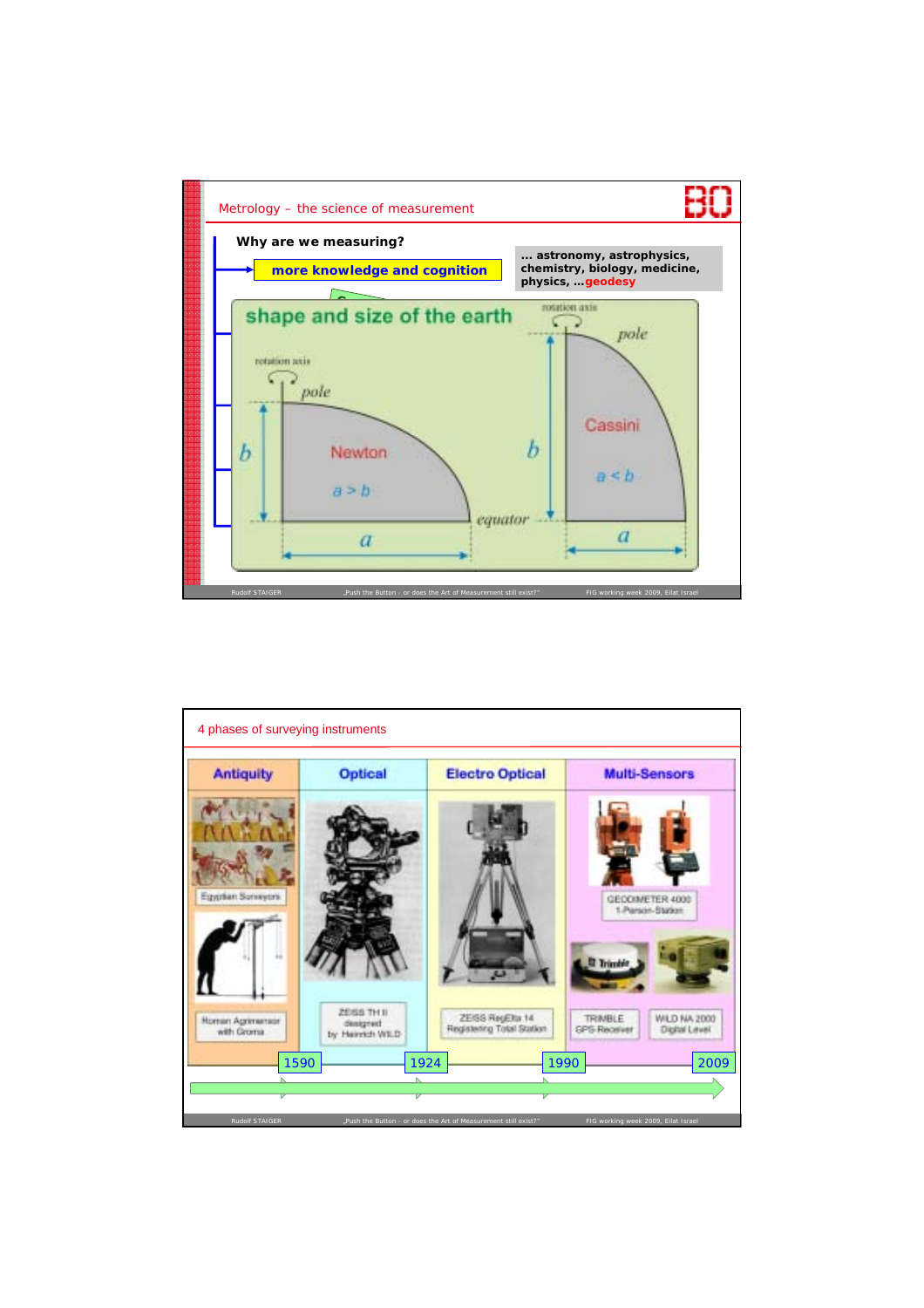## Metrology – the science of measurement

**Why are we measuring?**

- **more knowledge and cognition**

... astronomy, astrophysics, chemistry, biology, medicine, physics, ...geodesy

### shape and size of the earth

rotation axis

pole

Newton

$a > b$

equator

rotation axis

pole

Cassini

$a < b$

## 4 phases of surveying instruments

| Antiquity | Optical | Electro Optical | Multi-Sensors |
|---|---|---|---|
| Egyptian Surveyors; Roman Agrimensor with Groma | ZEISS TH II designed by Heinrich WILD | ZEISS RegElta 14 Registering Total Station | GEODIMETER 4000 1-Person-Station; TRIMBLE GPS-Receiver; WILD NA 2000 Digital Level |

1590 — 1924 — 1990 — 2009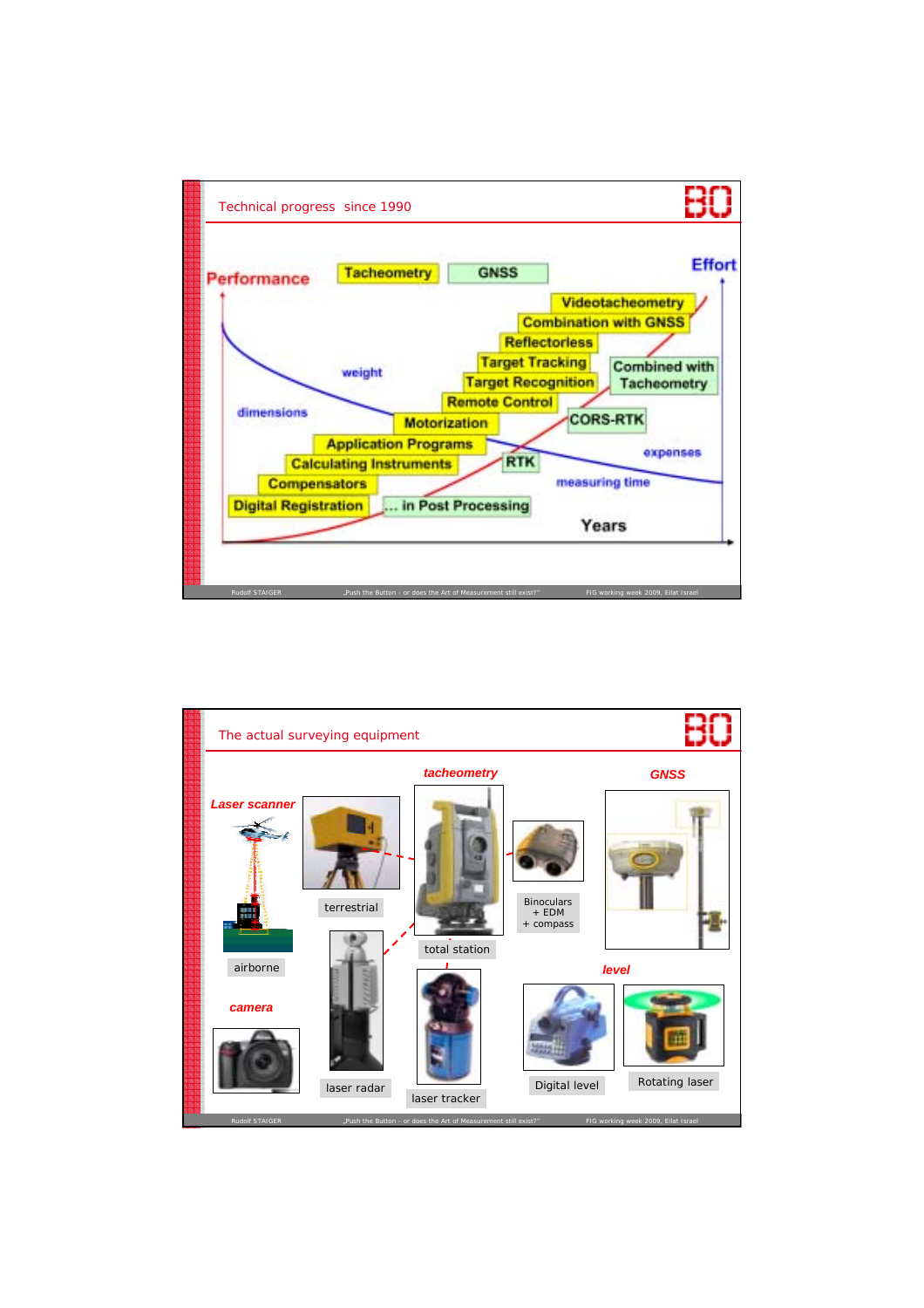## Technical progress since 1990

Performance | Tacheometry | GNSS | Effort

- Videotacheometry
- Combination with GNSS
- Reflectorless
- Target Tracking
- Target Recognition
- Remote Control
- Motorization
- Application Programs
- Calculating Instruments
- Compensators
- Digital Registration
- ... in Post Processing
- RTK
- CORS-RTK
- Combined with Tacheometry

weight, dimensions, expenses, measuring time

Years

## The actual surveying equipment

**Laser scanner**
- terrestrial
- airborne

**camera**

**tacheometry**
- total station
- Binoculars + EDM + compass
- laser radar
- laser tracker

**GNSS**

**level**
- Digital level
- Rotating laser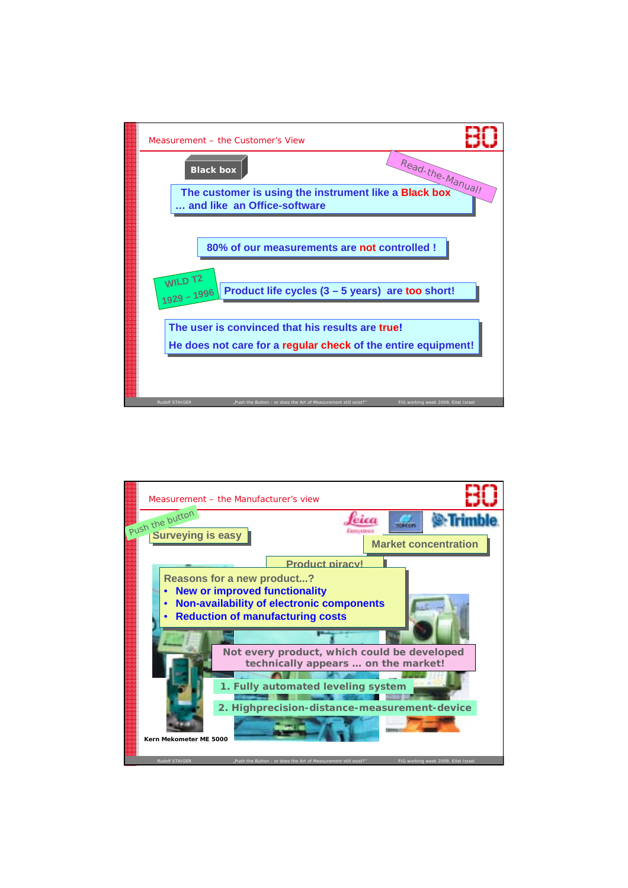## Measurement – the Customer's View

**Black box**

Read-the-Manual!

The customer is using the instrument like a **Black box**
… and like an Office-software

80% of our measurements are **not** controlled !

WILD T2
1929 – 1996

Product life cycles (3 – 5 years) are **too** short!

The user is convinced that his results are **true**!
He does not care for a **regular check** of the entire equipment!

## Measurement – the Manufacturer's view

Push the button

Surveying is easy

Market concentration

Product piracy!

Reasons for a new product...?

- New or improved functionality
- Non-availability of electronic components
- Reduction of manufacturing costs

Not every product, which could be developed technically appears … on the market!

1. Fully automated leveling system
2. Highprecision-distance-measurement-device

Kern Mekometer ME 5000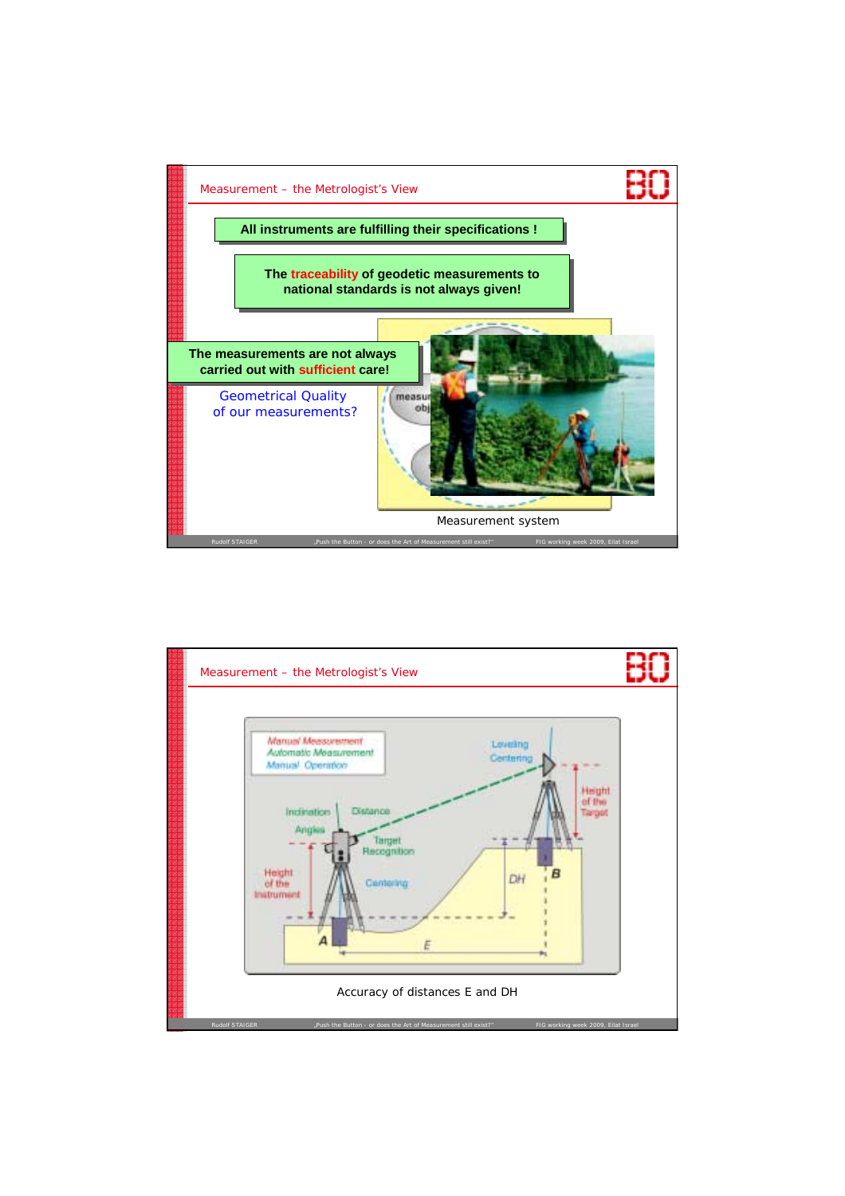## Measurement – the Metrologist's View

**All instruments are fulfilling their specifications !**

**The traceability of geodetic measurements to national standards is not always given!**

**The measurements are not always carried out with sufficient care!**

Geometrical Quality of our measurements?

Measurement system

## Measurement – the Metrologist's View

Accuracy of distances E and DH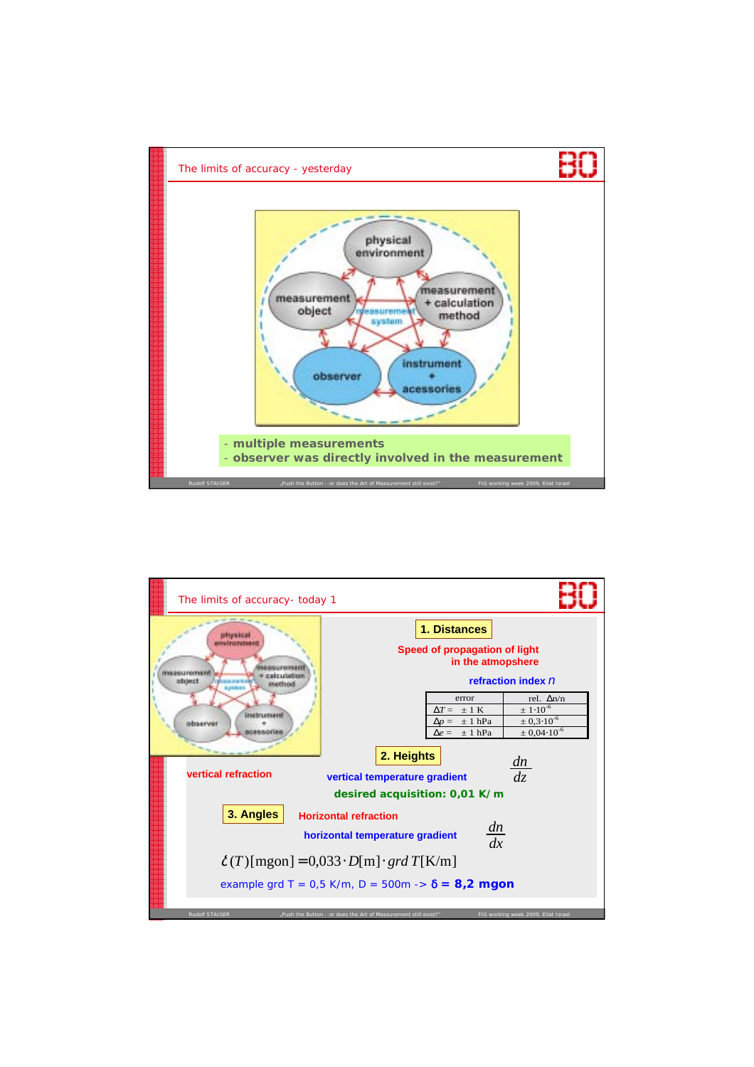## The limits of accuracy - yesterday

- multiple measurements
- observer was directly involved in the measurement

## The limits of accuracy- today 1

**1. Distances**

Speed of propagation of light in the atmopsphere

refraction index *n*

| error | rel. $\Delta n/n$ |
|---|---|
| $\Delta T = \pm 1$ K | $\pm 1 \cdot 10^{-6}$ |
| $\Delta p = \pm 1$ hPa | $\pm 0{,}3 \cdot 10^{-6}$ |
| $\Delta e = \pm 1$ hPa | $\pm 0{,}04 \cdot 10^{-6}$ |

**2. Heights**

vertical refraction

vertical temperature gradient $\frac{dn}{dz}$

desired acquisition: 0,01 K/m

**3. Angles**

Horizontal refraction

horizontal temperature gradient $\frac{dn}{dx}$

$$\delta(T)[\text{mgon}] = 0{,}033 \cdot D[\text{m}] \cdot grd\, T[\text{K/m}]$$

example grd T = 0,5 K/m, D = 500m -> **δ = 8,2 mgon**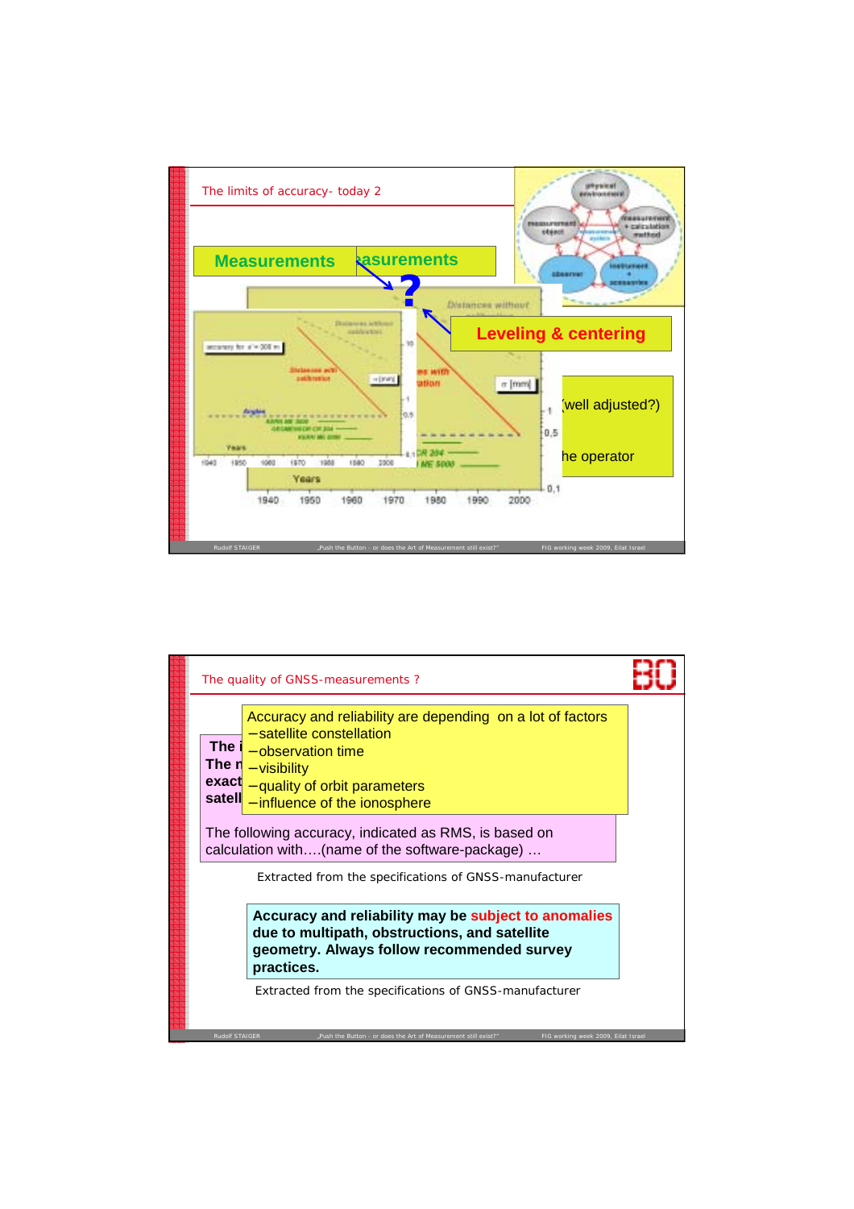## The limits of accuracy- today 2

**Measurements** asurements

?

**Leveling & centering**

(well adjusted?)

he operator

Distances without calibration

Distances with calibration

σ [mm]

Angles

Years

1940 1950 1960 1970 1980 1990 2000

physical environment · measurement object · measurement + calculation method · observer · instrument + accessories

---

## The quality of GNSS-measurements ?

Accuracy and reliability are depending on a lot of factors

- satellite constellation
- observation time
- visibility
- quality of orbit parameters
- influence of the ionosphere

**The i**
**The n**
**exact**
**satell**

The following accuracy, indicated as RMS, is based on calculation with….(name of the software-package) …

Extracted from the specifications of GNSS-manufacturer

**Accuracy and reliability may be subject to anomalies due to multipath, obstructions, and satellite geometry. Always follow recommended survey practices.**

Extracted from the specifications of GNSS-manufacturer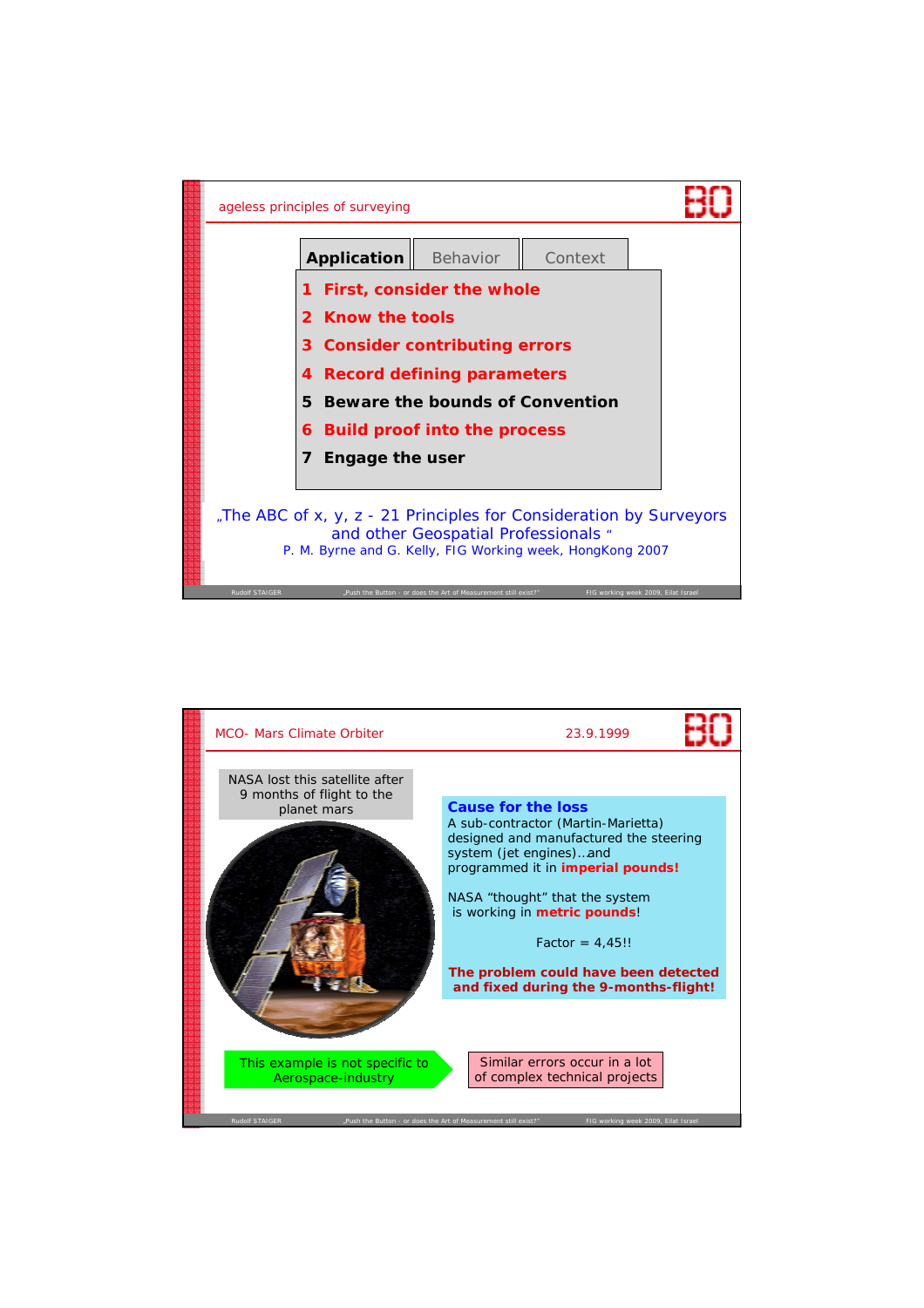## ageless principles of surveying

**Application** | Behavior | Context

1. **First, consider the whole**
2. **Know the tools**
3. **Consider contributing errors**
4. **Record defining parameters**
5. **Beware the bounds of Convention**
6. **Build proof into the process**
7. **Engage the user**

„The ABC of x, y, z - 21 Principles for Consideration by Surveyors and other Geospatial Professionals "
P. M. Byrne and G. Kelly, FIG Working week, HongKong 2007

---

## MCO- Mars Climate Orbiter 23.9.1999

NASA lost this satellite after 9 months of flight to the planet mars

**Cause for the loss**

A sub-contractor (Martin-Marietta) designed and manufactured the steering system (jet engines)…and programmed it in **imperial pounds!**

NASA "thought" that the system is working in **metric pounds**!

Factor = 4,45!!

**The problem could have been detected and fixed during the 9-months-flight!**

This example is not specific to Aerospace-industry

Similar errors occur in a lot of complex technical projects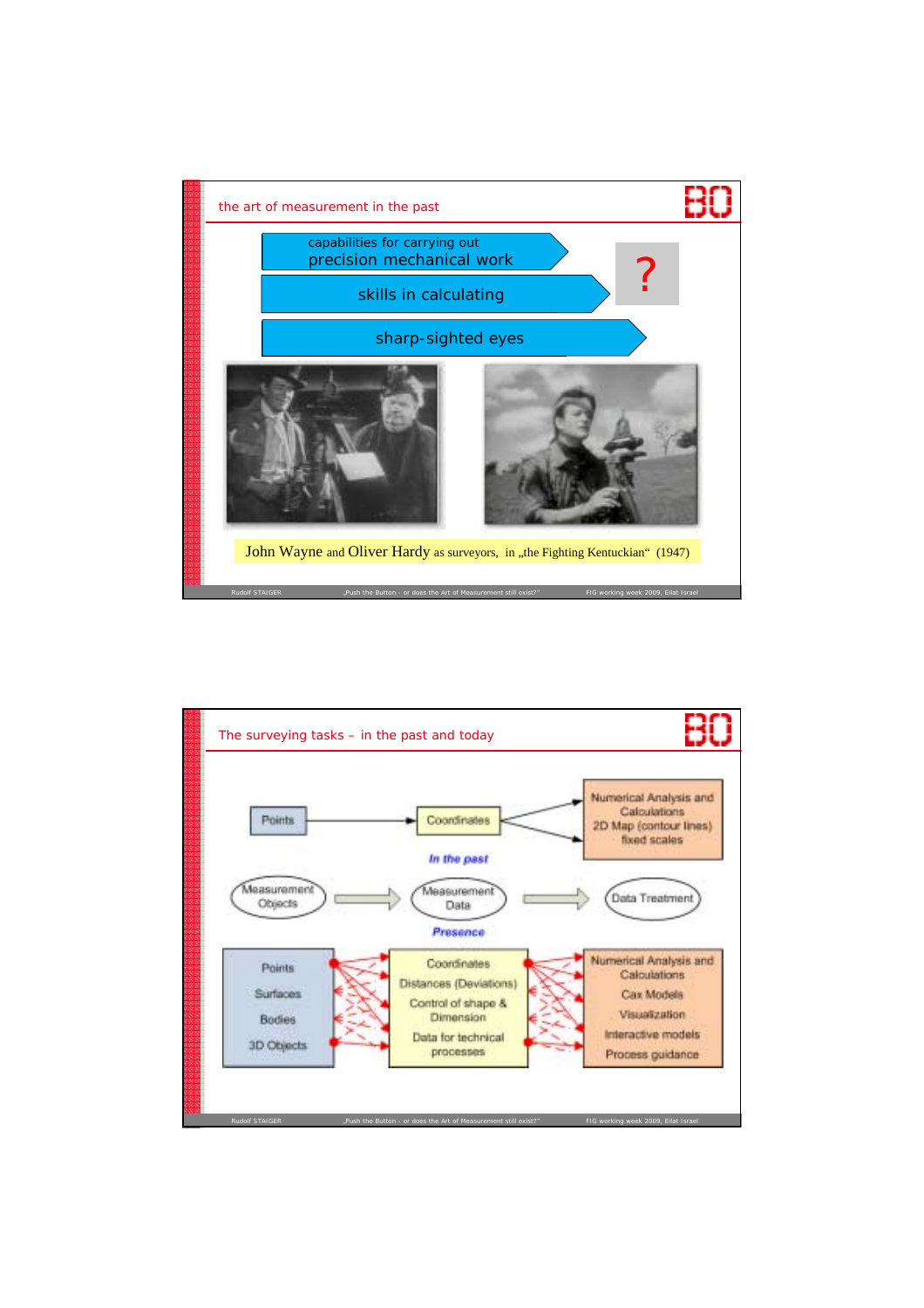## the art of measurement in the past

- capabilities for carrying out precision mechanical work
- skills in calculating
- sharp-sighted eyes

?

John Wayne and Oliver Hardy as surveyors, in „the Fighting Kentuckian“ (1947)

## The surveying tasks – in the past and today

*In the past*

Points → Coordinates → Numerical Analysis and Calculations; 2D Map (contour lines) fixed scales

Measurement Objects → Measurement Data → Data Treatment

*Presence*

| | | |
|---|---|---|
| Points | Coordinates | Numerical Analysis and Calculations |
| Surfaces | Distances (Deviations) | Cax Models |
| Bodies | Control of shape & Dimension | Visualization |
| 3D Objects | Data for technical processes | Interactive models |
| | | Process guidance |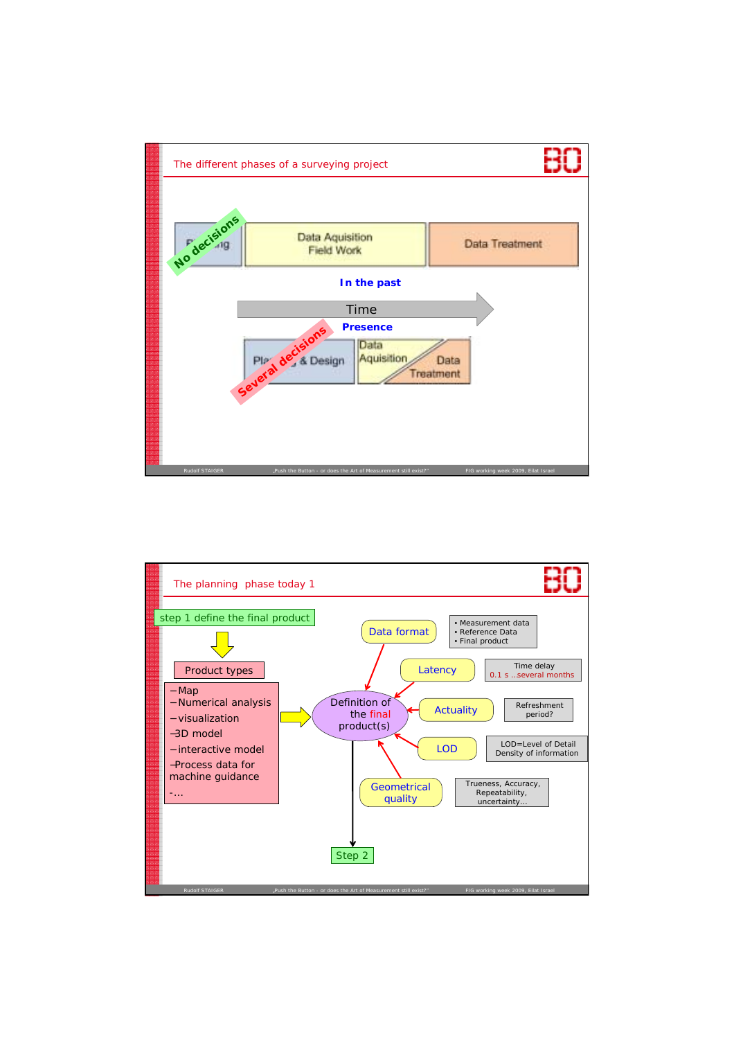## The different phases of a surveying project

Planning | Data Aquisition Field Work | Data Treatment

No decisions

**In the past**

Time

**Presence**

Planning & Design | Data Aquisition / Data Treatment

Several decisions

## The planning phase today 1

step 1 define the final product

Product types

- Map
- Numerical analysis
- visualization
- 3D model
- interactive model
- Process data for machine guidance
- ...

Definition of the final product(s)

- Data format — • Measurement data • Reference Data • Final product
- Latency — Time delay 0.1 s ..several months
- Actuality — Refreshment period?
- LOD — LOD=Level of Detail Density of information
- Geometrical quality — Trueness, Accuracy, Repeatability, uncertainty...

Step 2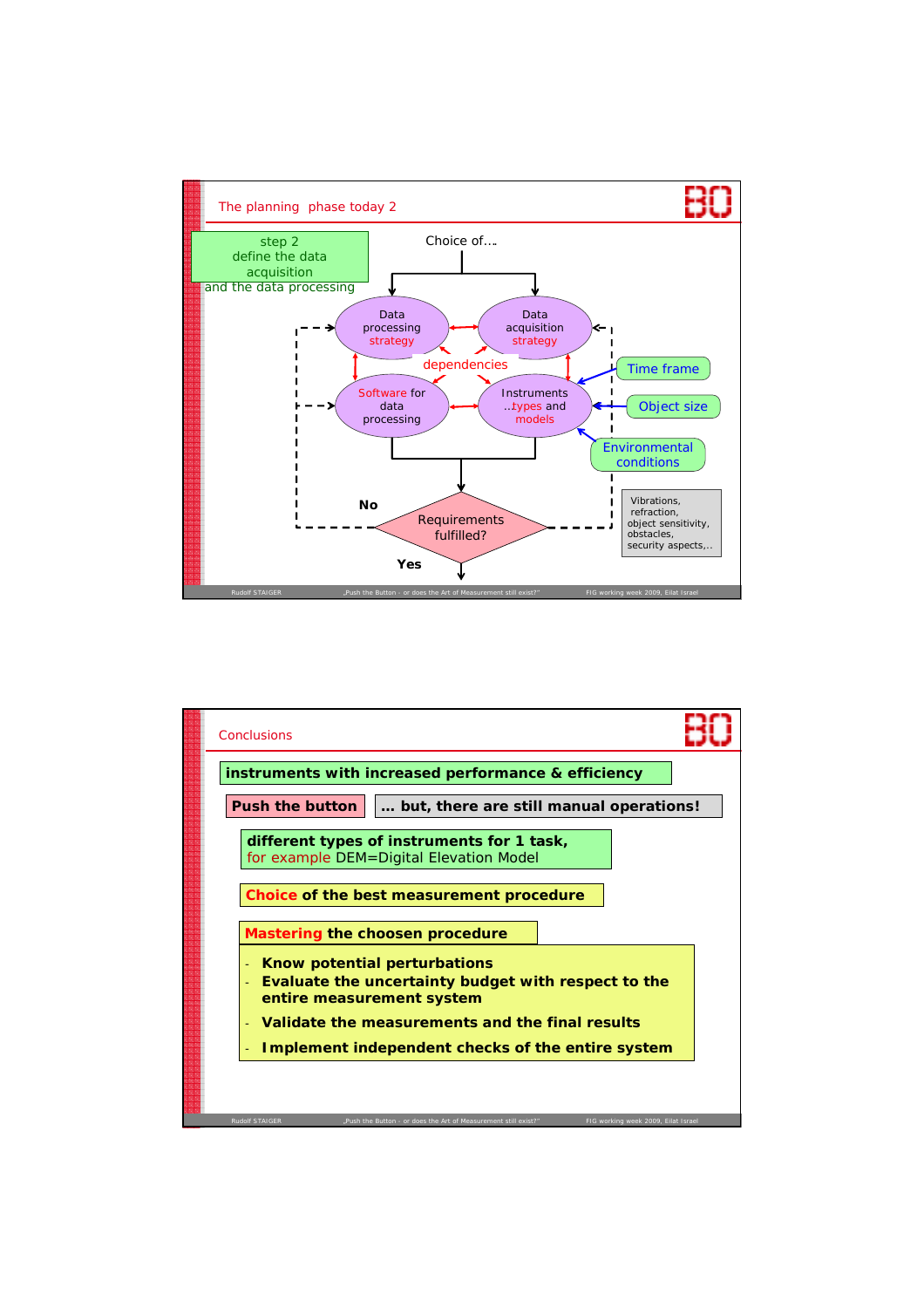## The planning phase today 2

step 2
define the data acquisition
and the data processing

Choice of….

Data processing strategy

Data acquisition strategy

dependencies

Software for data processing

Instruments ...types and models

Time frame

Object size

Environmental conditions

Vibrations, refraction, object sensitivity, obstacles, security aspects,...

No

Requirements fulfilled?

Yes

## Conclusions

**instruments with increased performance & efficiency**

**Push the button** | **… but, there are still manual operations!**

**different types of instruments for 1 task,**
for example DEM=Digital Elevation Model

**Choice of the best measurement procedure**

**Mastering the choosen procedure**

- **Know potential perturbations**
- **Evaluate the uncertainty budget with respect to the entire measurement system**
- **Validate the measurements and the final results**
- **Implement independent checks of the entire system**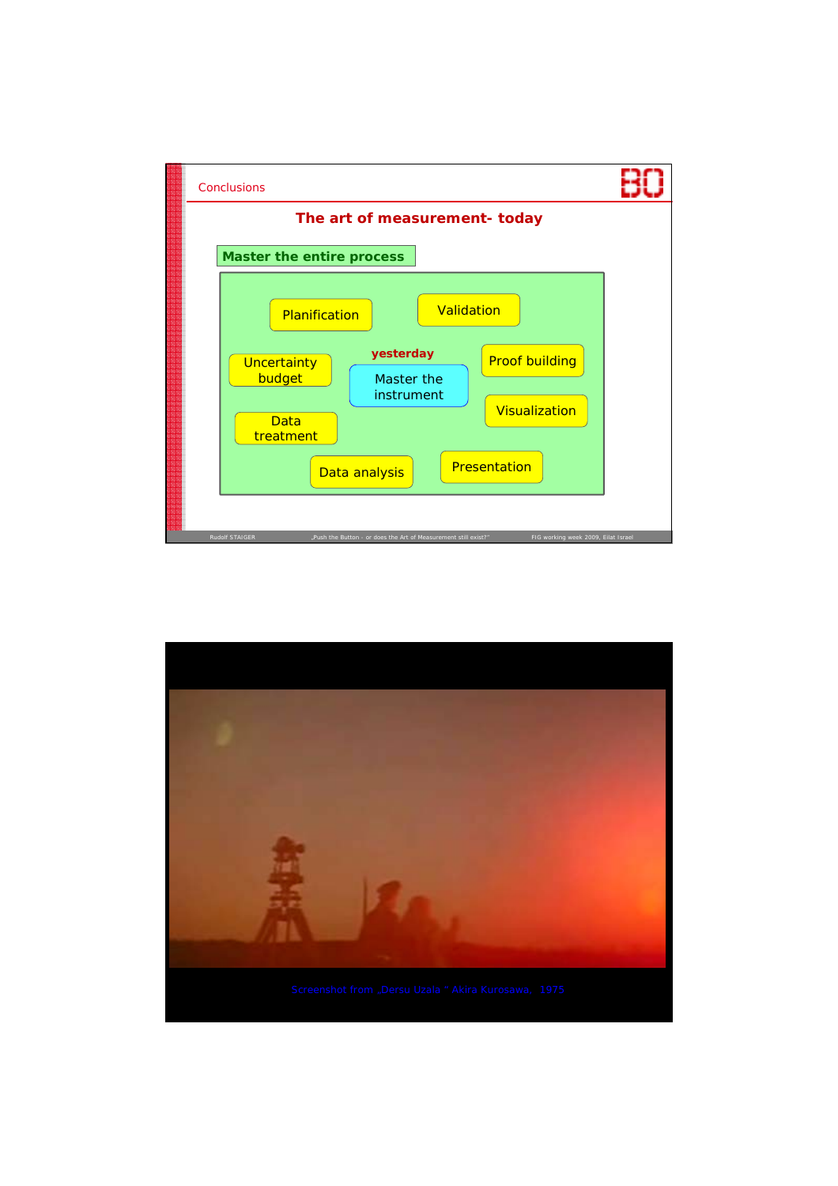Conclusions

## The art of measurement- today

**Master the entire process**

Planification

Validation

Uncertainty budget

**yesterday**

Master the instrument

Proof building

Visualization

Data treatment

Data analysis

Presentation

Screenshot from „Dersu Uzala " Akira Kurosawa, 1975